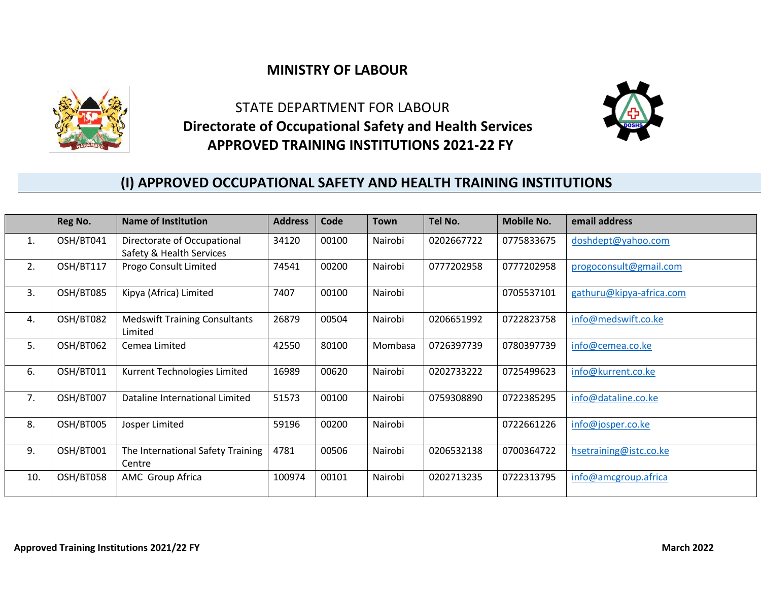# MINISTRY OF LABOUR

## STATE DEPARTMENT FOR LABOUR

## Directorate of Occupational Safety and Health Services

## APPROVED TRAINING INSTITUTIONS 2021-22 FY

## (I) APPROVED OCCUPATIONAL SAFETY AND HEALTH TRAINING INSTITUTIONS

| | Reg No. | Name of Institution | Address | Code | Town | Tel No. | Mobile No. | email address |
|---|---|---|---|---|---|---|---|---|
| 1. | OSH/BT041 | Directorate of Occupational Safety & Health Services | 34120 | 00100 | Nairobi | 0202667722 | 0775833675 | doshdept@yahoo.com |
| 2. | OSH/BT117 | Progo Consult Limited | 74541 | 00200 | Nairobi | 0777202958 | 0777202958 | progoconsult@gmail.com |
| 3. | OSH/BT085 | Kipya (Africa) Limited | 7407 | 00100 | Nairobi | | 0705537101 | gathuru@kipya-africa.com |
| 4. | OSH/BT082 | Medswift Training Consultants Limited | 26879 | 00504 | Nairobi | 0206651992 | 0722823758 | info@medswift.co.ke |
| 5. | OSH/BT062 | Cemea Limited | 42550 | 80100 | Mombasa | 0726397739 | 0780397739 | info@cemea.co.ke |
| 6. | OSH/BT011 | Kurrent Technologies Limited | 16989 | 00620 | Nairobi | 0202733222 | 0725499623 | info@kurrent.co.ke |
| 7. | OSH/BT007 | Dataline International Limited | 51573 | 00100 | Nairobi | 0759308890 | 0722385295 | info@dataline.co.ke |
| 8. | OSH/BT005 | Josper Limited | 59196 | 00200 | Nairobi | | 0722661226 | info@josper.co.ke |
| 9. | OSH/BT001 | The International Safety Training Centre | 4781 | 00506 | Nairobi | 0206532138 | 0700364722 | hsetraining@istc.co.ke |
| 10. | OSH/BT058 | AMC Group Africa | 100974 | 00101 | Nairobi | 0202713235 | 0722313795 | info@amcgroup.africa |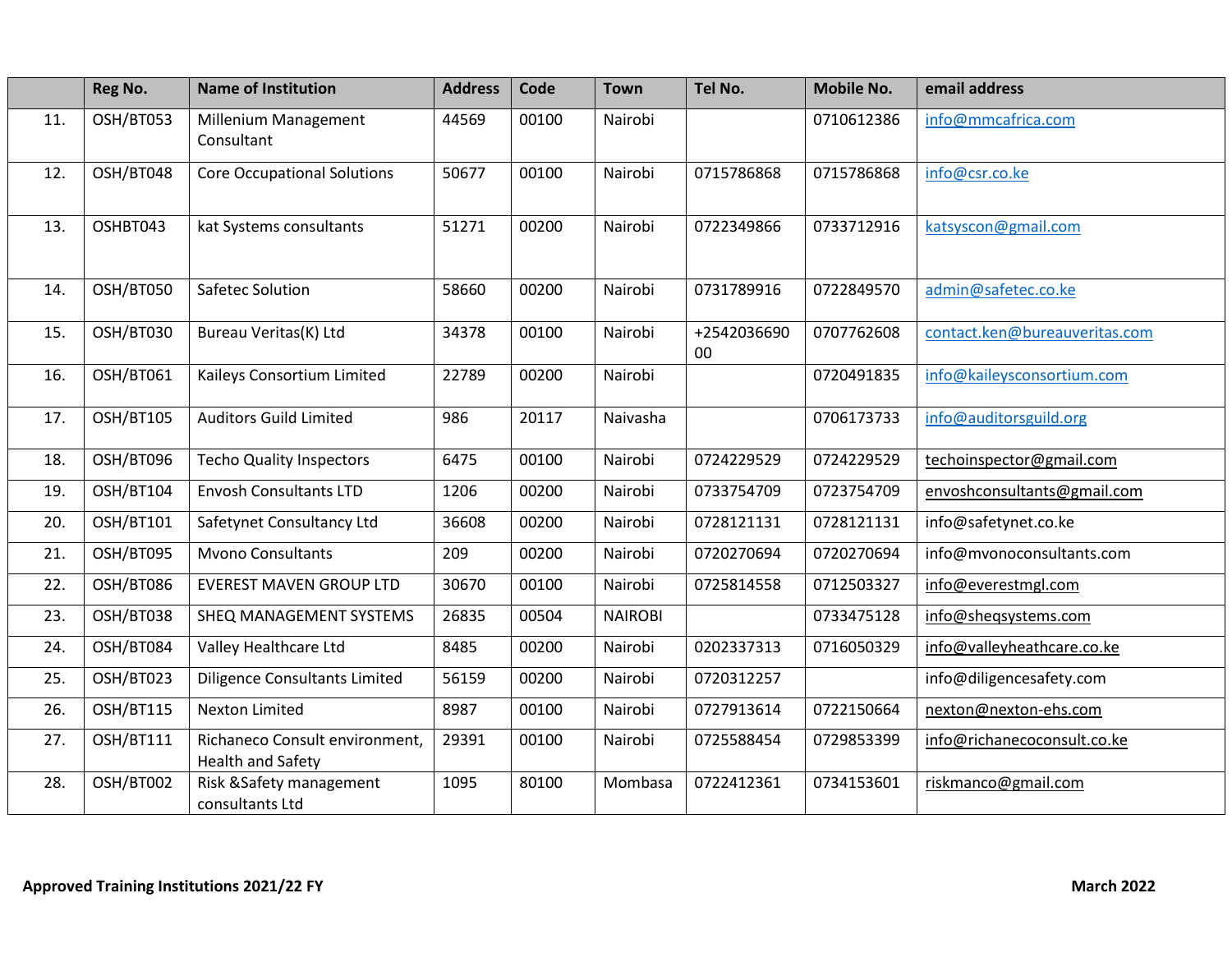| | Reg No. | Name of Institution | Address | Code | Town | Tel No. | Mobile No. | email address |
|---|---|---|---|---|---|---|---|---|
| 11. | OSH/BT053 | Millenium Management Consultant | 44569 | 00100 | Nairobi | | 0710612386 | info@mmcafrica.com |
| 12. | OSH/BT048 | Core Occupational Solutions | 50677 | 00100 | Nairobi | 0715786868 | 0715786868 | info@csr.co.ke |
| 13. | OSHBT043 | kat Systems consultants | 51271 | 00200 | Nairobi | 0722349866 | 0733712916 | katsyscon@gmail.com |
| 14. | OSH/BT050 | Safetec Solution | 58660 | 00200 | Nairobi | 0731789916 | 0722849570 | admin@safetec.co.ke |
| 15. | OSH/BT030 | Bureau Veritas(K) Ltd | 34378 | 00100 | Nairobi | +254203669000 | 0707762608 | contact.ken@bureauveritas.com |
| 16. | OSH/BT061 | Kaileys Consortium Limited | 22789 | 00200 | Nairobi | | 0720491835 | info@kaileysconsortium.com |
| 17. | OSH/BT105 | Auditors Guild Limited | 986 | 20117 | Naivasha | | 0706173733 | info@auditorsguild.org |
| 18. | OSH/BT096 | Techo Quality Inspectors | 6475 | 00100 | Nairobi | 0724229529 | 0724229529 | techoinspector@gmail.com |
| 19. | OSH/BT104 | Envosh Consultants LTD | 1206 | 00200 | Nairobi | 0733754709 | 0723754709 | envoshconsultants@gmail.com |
| 20. | OSH/BT101 | Safetynet Consultancy Ltd | 36608 | 00200 | Nairobi | 0728121131 | 0728121131 | info@safetynet.co.ke |
| 21. | OSH/BT095 | Mvono Consultants | 209 | 00200 | Nairobi | 0720270694 | 0720270694 | info@mvonoconsultants.com |
| 22. | OSH/BT086 | EVEREST MAVEN GROUP LTD | 30670 | 00100 | Nairobi | 0725814558 | 0712503327 | info@everestmgl.com |
| 23. | OSH/BT038 | SHEQ MANAGEMENT SYSTEMS | 26835 | 00504 | NAIROBI | | 0733475128 | info@sheqsystems.com |
| 24. | OSH/BT084 | Valley Healthcare Ltd | 8485 | 00200 | Nairobi | 0202337313 | 0716050329 | info@valleyheathcare.co.ke |
| 25. | OSH/BT023 | Diligence Consultants Limited | 56159 | 00200 | Nairobi | 0720312257 | | info@diligencesafety.com |
| 26. | OSH/BT115 | Nexton Limited | 8987 | 00100 | Nairobi | 0727913614 | 0722150664 | nexton@nexton-ehs.com |
| 27. | OSH/BT111 | Richaneco Consult environment, Health and Safety | 29391 | 00100 | Nairobi | 0725588454 | 0729853399 | info@richanecoconsult.co.ke |
| 28. | OSH/BT002 | Risk &Safety management consultants Ltd | 1095 | 80100 | Mombasa | 0722412361 | 0734153601 | riskmanco@gmail.com |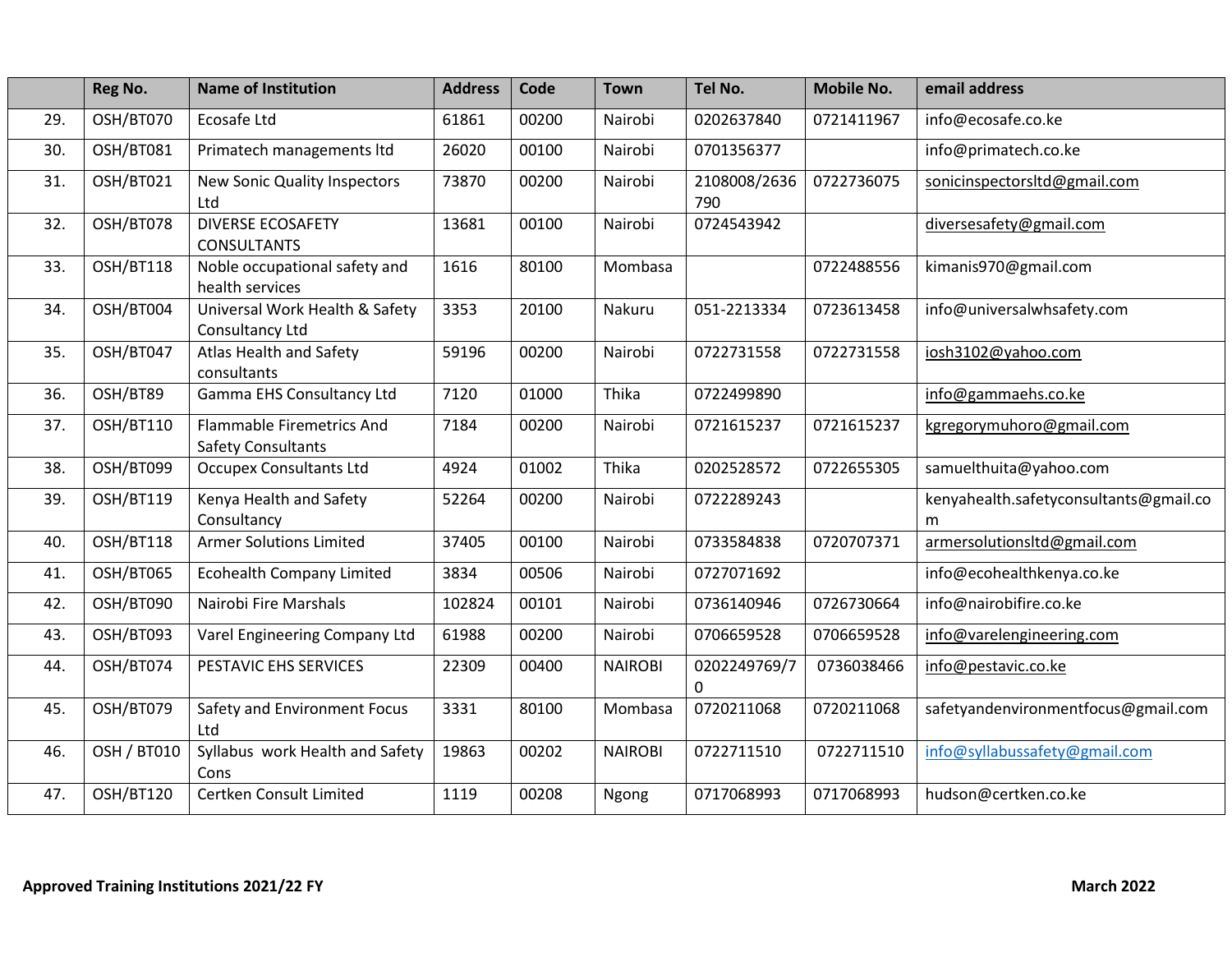| | Reg No. | Name of Institution | Address | Code | Town | Tel No. | Mobile No. | email address |
|---|---|---|---|---|---|---|---|---|
| 29. | OSH/BT070 | Ecosafe Ltd | 61861 | 00200 | Nairobi | 0202637840 | 0721411967 | info@ecosafe.co.ke |
| 30. | OSH/BT081 | Primatech managements ltd | 26020 | 00100 | Nairobi | 0701356377 | | info@primatech.co.ke |
| 31. | OSH/BT021 | New Sonic Quality Inspectors Ltd | 73870 | 00200 | Nairobi | 2108008/2636790 | 0722736075 | sonicinspectorsltd@gmail.com |
| 32. | OSH/BT078 | DIVERSE ECOSAFETY CONSULTANTS | 13681 | 00100 | Nairobi | 0724543942 | | diversesafety@gmail.com |
| 33. | OSH/BT118 | Noble occupational safety and health services | 1616 | 80100 | Mombasa | | 0722488556 | kimanis970@gmail.com |
| 34. | OSH/BT004 | Universal Work Health & Safety Consultancy Ltd | 3353 | 20100 | Nakuru | 051-2213334 | 0723613458 | info@universalwhsafety.com |
| 35. | OSH/BT047 | Atlas Health and Safety consultants | 59196 | 00200 | Nairobi | 0722731558 | 0722731558 | iosh3102@yahoo.com |
| 36. | OSH/BT89 | Gamma EHS Consultancy Ltd | 7120 | 01000 | Thika | 0722499890 | | info@gammaehs.co.ke |
| 37. | OSH/BT110 | Flammable Firemetrics And Safety Consultants | 7184 | 00200 | Nairobi | 0721615237 | 0721615237 | kgregorymuhoro@gmail.com |
| 38. | OSH/BT099 | Occupex Consultants Ltd | 4924 | 01002 | Thika | 0202528572 | 0722655305 | samuelthuita@yahoo.com |
| 39. | OSH/BT119 | Kenya Health and Safety Consultancy | 52264 | 00200 | Nairobi | 0722289243 | | kenyahealth.safetyconsultants@gmail.com |
| 40. | OSH/BT118 | Armer Solutions Limited | 37405 | 00100 | Nairobi | 0733584838 | 0720707371 | armersolutionsltd@gmail.com |
| 41. | OSH/BT065 | Ecohealth Company Limited | 3834 | 00506 | Nairobi | 0727071692 | | info@ecohealthkenya.co.ke |
| 42. | OSH/BT090 | Nairobi Fire Marshals | 102824 | 00101 | Nairobi | 0736140946 | 0726730664 | info@nairobifire.co.ke |
| 43. | OSH/BT093 | Varel Engineering Company Ltd | 61988 | 00200 | Nairobi | 0706659528 | 0706659528 | info@varelengineering.com |
| 44. | OSH/BT074 | PESTAVIC EHS SERVICES | 22309 | 00400 | NAIROBI | 0202249769/70 | 0736038466 | info@pestavic.co.ke |
| 45. | OSH/BT079 | Safety and Environment Focus Ltd | 3331 | 80100 | Mombasa | 0720211068 | 0720211068 | safetyandenvironmentfocus@gmail.com |
| 46. | OSH / BT010 | Syllabus work Health and Safety Cons | 19863 | 00202 | NAIROBI | 0722711510 | 0722711510 | info@syllabussafety@gmail.com |
| 47. | OSH/BT120 | Certken Consult Limited | 1119 | 00208 | Ngong | 0717068993 | 0717068993 | hudson@certken.co.ke |

**Approved Training Institutions 2021/22 FY** **March 2022**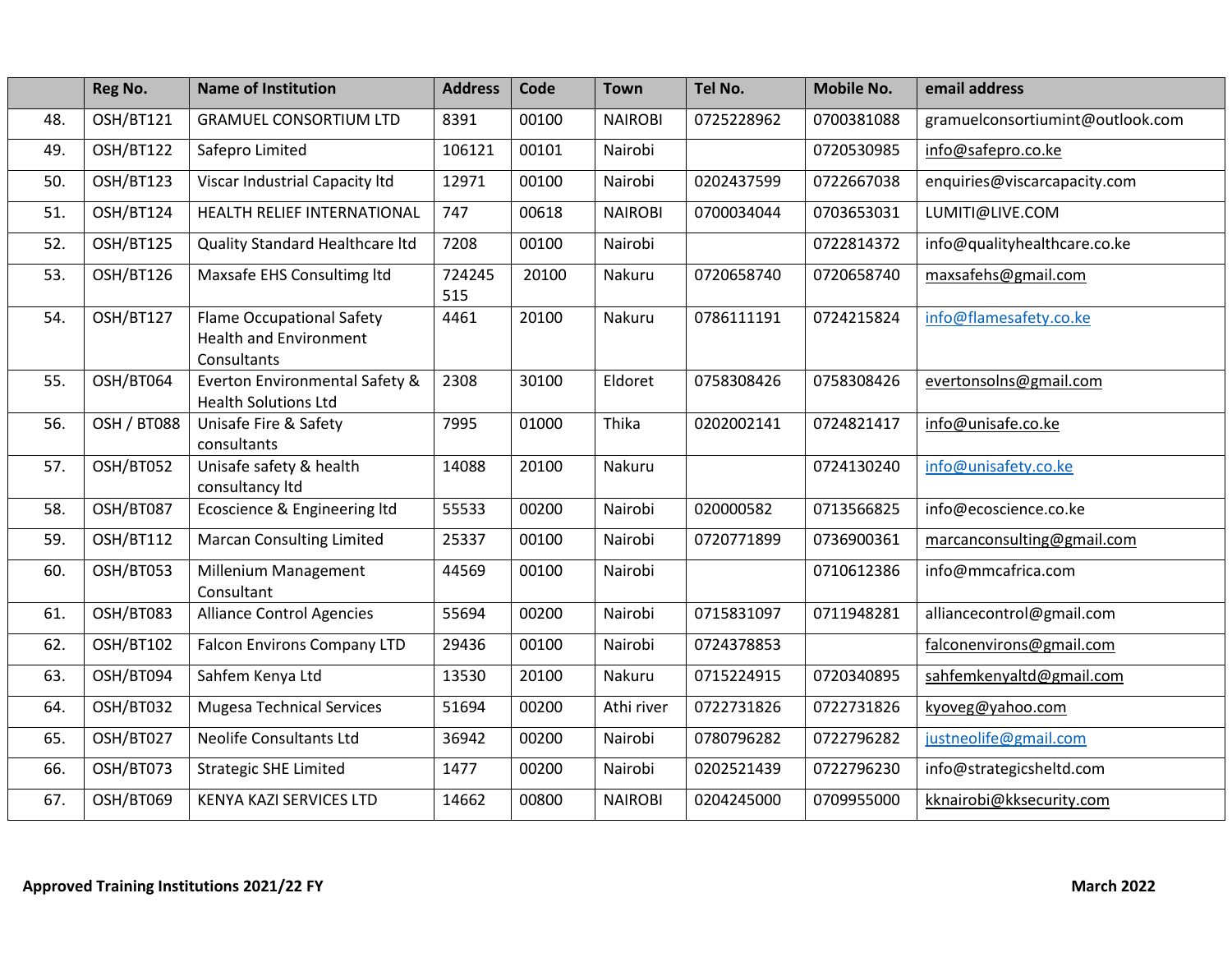| | Reg No. | Name of Institution | Address | Code | Town | Tel No. | Mobile No. | email address |
|---|---|---|---|---|---|---|---|---|
| 48. | OSH/BT121 | GRAMUEL CONSORTIUM LTD | 8391 | 00100 | NAIROBI | 0725228962 | 0700381088 | gramuelconsortiumint@outlook.com |
| 49. | OSH/BT122 | Safepro Limited | 106121 | 00101 | Nairobi | | 0720530985 | info@safepro.co.ke |
| 50. | OSH/BT123 | Viscar Industrial Capacity ltd | 12971 | 00100 | Nairobi | 0202437599 | 0722667038 | enquiries@viscarcapacity.com |
| 51. | OSH/BT124 | HEALTH RELIEF INTERNATIONAL | 747 | 00618 | NAIROBI | 0700034044 | 0703653031 | LUMITI@LIVE.COM |
| 52. | OSH/BT125 | Quality Standard Healthcare ltd | 7208 | 00100 | Nairobi | | 0722814372 | info@qualityhealthcare.co.ke |
| 53. | OSH/BT126 | Maxsafe EHS Consultimg ltd | 724245 515 | 20100 | Nakuru | 0720658740 | 0720658740 | maxsafehs@gmail.com |
| 54. | OSH/BT127 | Flame Occupational Safety Health and Environment Consultants | 4461 | 20100 | Nakuru | 0786111191 | 0724215824 | info@flamesafety.co.ke |
| 55. | OSH/BT064 | Everton Environmental Safety & Health Solutions Ltd | 2308 | 30100 | Eldoret | 0758308426 | 0758308426 | evertonsolns@gmail.com |
| 56. | OSH / BT088 | Unisafe Fire & Safety consultants | 7995 | 01000 | Thika | 0202002141 | 0724821417 | info@unisafe.co.ke |
| 57. | OSH/BT052 | Unisafe safety & health consultancy ltd | 14088 | 20100 | Nakuru | | 0724130240 | info@unisafety.co.ke |
| 58. | OSH/BT087 | Ecoscience & Engineering ltd | 55533 | 00200 | Nairobi | 020000582 | 0713566825 | info@ecoscience.co.ke |
| 59. | OSH/BT112 | Marcan Consulting Limited | 25337 | 00100 | Nairobi | 0720771899 | 0736900361 | marcanconsulting@gmail.com |
| 60. | OSH/BT053 | Millenium Management Consultant | 44569 | 00100 | Nairobi | | 0710612386 | info@mmcafrica.com |
| 61. | OSH/BT083 | Alliance Control Agencies | 55694 | 00200 | Nairobi | 0715831097 | 0711948281 | alliancecontrol@gmail.com |
| 62. | OSH/BT102 | Falcon Environs Company LTD | 29436 | 00100 | Nairobi | 0724378853 | | falconenvirons@gmail.com |
| 63. | OSH/BT094 | Sahfem Kenya Ltd | 13530 | 20100 | Nakuru | 0715224915 | 0720340895 | sahfemkenyaltd@gmail.com |
| 64. | OSH/BT032 | Mugesa Technical Services | 51694 | 00200 | Athi river | 0722731826 | 0722731826 | kyoveg@yahoo.com |
| 65. | OSH/BT027 | Neolife Consultants Ltd | 36942 | 00200 | Nairobi | 0780796282 | 0722796282 | justneolife@gmail.com |
| 66. | OSH/BT073 | Strategic SHE Limited | 1477 | 00200 | Nairobi | 0202521439 | 0722796230 | info@strategicsheltd.com |
| 67. | OSH/BT069 | KENYA KAZI SERVICES LTD | 14662 | 00800 | NAIROBI | 0204245000 | 0709955000 | kknairobi@kksecurity.com |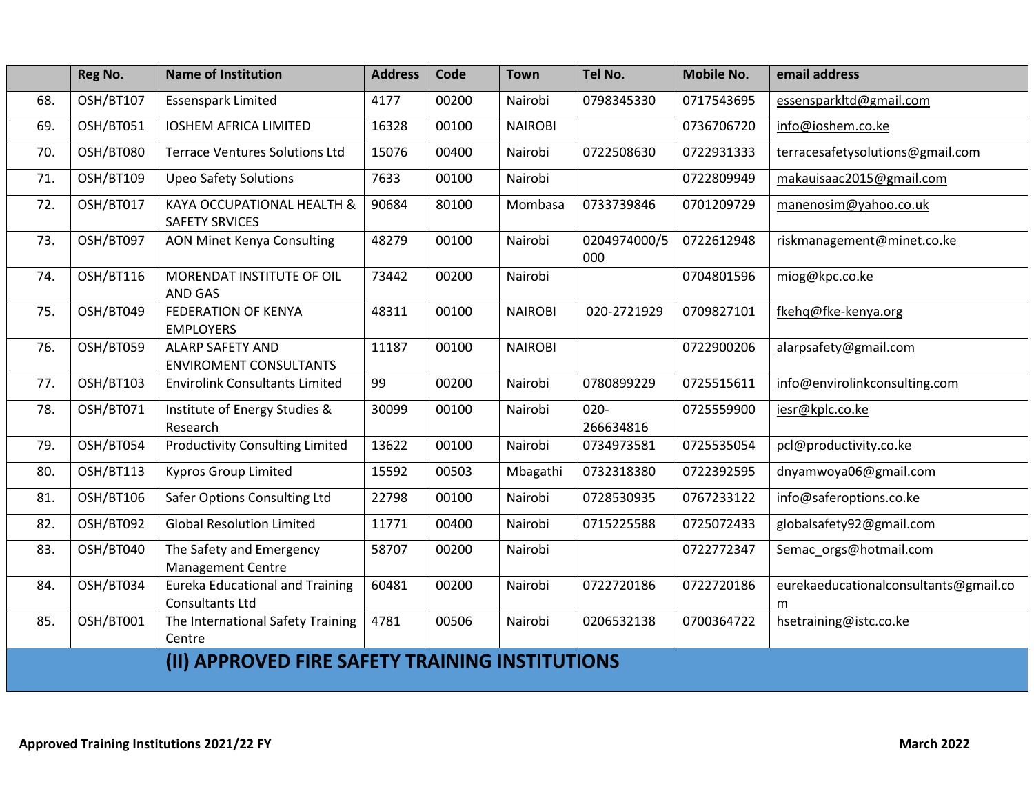|  | Reg No. | Name of Institution | Address | Code | Town | Tel No. | Mobile No. | email address |
|---|---|---|---|---|---|---|---|---|
| 68. | OSH/BT107 | Essenspark Limited | 4177 | 00200 | Nairobi | 0798345330 | 0717543695 | essensparkltd@gmail.com |
| 69. | OSH/BT051 | IOSHEM AFRICA LIMITED | 16328 | 00100 | NAIROBI |  | 0736706720 | info@ioshem.co.ke |
| 70. | OSH/BT080 | Terrace Ventures Solutions Ltd | 15076 | 00400 | Nairobi | 0722508630 | 0722931333 | terracesafetysolutions@gmail.com |
| 71. | OSH/BT109 | Upeo Safety Solutions | 7633 | 00100 | Nairobi |  | 0722809949 | makauisaac2015@gmail.com |
| 72. | OSH/BT017 | KAYA OCCUPATIONAL HEALTH & SAFETY SRVICES | 90684 | 80100 | Mombasa | 0733739846 | 0701209729 | manenosim@yahoo.co.uk |
| 73. | OSH/BT097 | AON Minet Kenya Consulting | 48279 | 00100 | Nairobi | 0204974000/5000 | 0722612948 | riskmanagement@minet.co.ke |
| 74. | OSH/BT116 | MORENDAT INSTITUTE OF OIL AND GAS | 73442 | 00200 | Nairobi |  | 0704801596 | miog@kpc.co.ke |
| 75. | OSH/BT049 | FEDERATION OF KENYA EMPLOYERS | 48311 | 00100 | NAIROBI | 020-2721929 | 0709827101 | fkehq@fke-kenya.org |
| 76. | OSH/BT059 | ALARP SAFETY AND ENVIROMENT CONSULTANTS | 11187 | 00100 | NAIROBI |  | 0722900206 | alarpsafety@gmail.com |
| 77. | OSH/BT103 | Envirolink Consultants Limited | 99 | 00200 | Nairobi | 0780899229 | 0725515611 | info@envirolinkconsulting.com |
| 78. | OSH/BT071 | Institute of Energy Studies & Research | 30099 | 00100 | Nairobi | 020-266634816 | 0725559900 | iesr@kplc.co.ke |
| 79. | OSH/BT054 | Productivity Consulting Limited | 13622 | 00100 | Nairobi | 0734973581 | 0725535054 | pcl@productivity.co.ke |
| 80. | OSH/BT113 | Kypros Group Limited | 15592 | 00503 | Mbagathi | 0732318380 | 0722392595 | dnyamwoya06@gmail.com |
| 81. | OSH/BT106 | Safer Options Consulting Ltd | 22798 | 00100 | Nairobi | 0728530935 | 0767233122 | info@saferoptions.co.ke |
| 82. | OSH/BT092 | Global Resolution Limited | 11771 | 00400 | Nairobi | 0715225588 | 0725072433 | globalsafety92@gmail.com |
| 83. | OSH/BT040 | The Safety and Emergency Management Centre | 58707 | 00200 | Nairobi |  | 0722772347 | Semac_orgs@hotmail.com |
| 84. | OSH/BT034 | Eureka Educational and Training Consultants Ltd | 60481 | 00200 | Nairobi | 0722720186 | 0722720186 | eurekaeducationalconsultants@gmail.com |
| 85. | OSH/BT001 | The International Safety Training Centre | 4781 | 00506 | Nairobi | 0206532138 | 0700364722 | hsetraining@istc.co.ke |

## (II) APPROVED FIRE SAFETY TRAINING INSTITUTIONS

**Approved Training Institutions 2021/22 FY** **March 2022**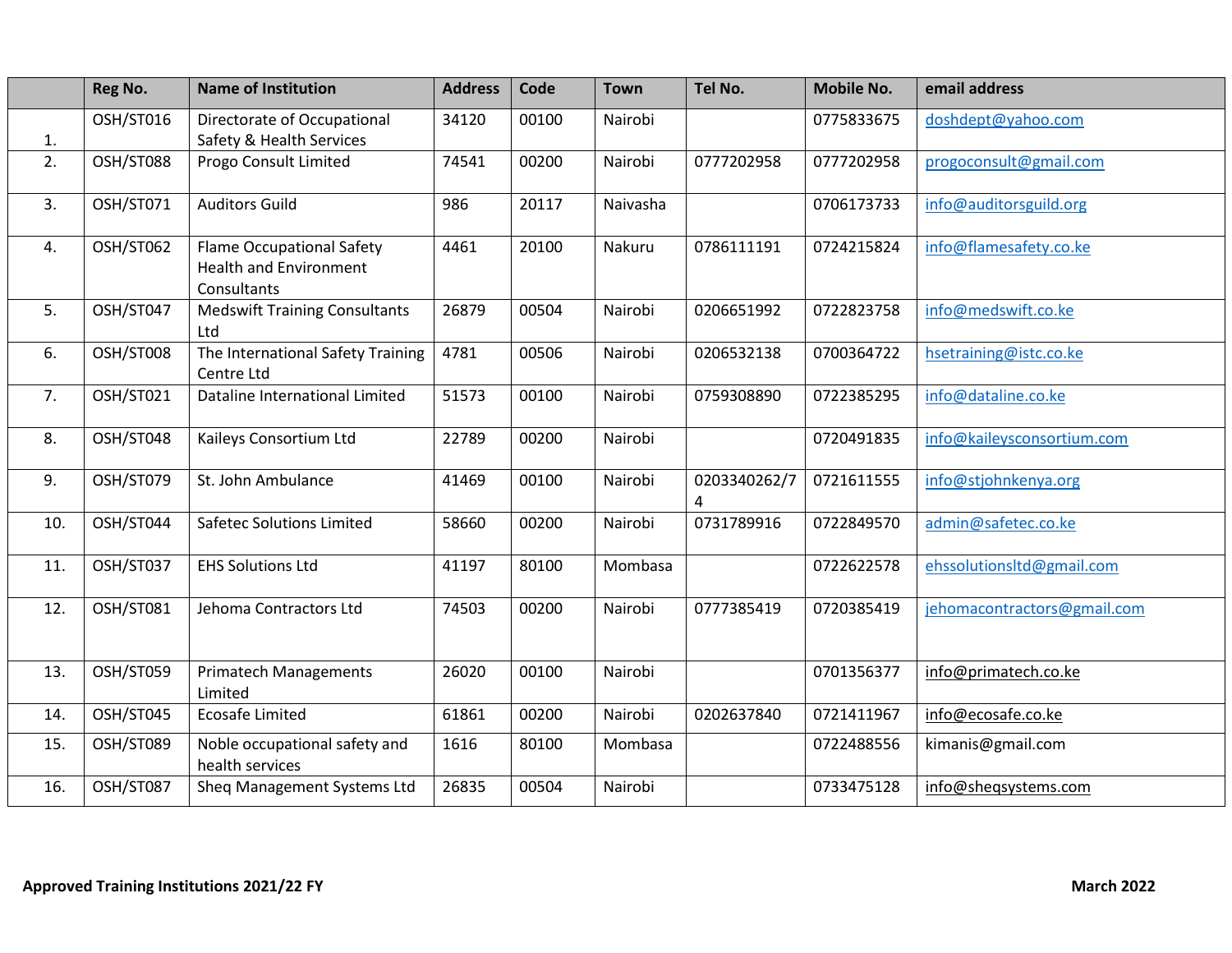| | Reg No. | Name of Institution | Address | Code | Town | Tel No. | Mobile No. | email address |
|---|---|---|---|---|---|---|---|---|
| 1. | OSH/ST016 | Directorate of Occupational Safety & Health Services | 34120 | 00100 | Nairobi | | 0775833675 | doshdept@yahoo.com |
| 2. | OSH/ST088 | Progo Consult Limited | 74541 | 00200 | Nairobi | 0777202958 | 0777202958 | progoconsult@gmail.com |
| 3. | OSH/ST071 | Auditors Guild | 986 | 20117 | Naivasha | | 0706173733 | info@auditorsguild.org |
| 4. | OSH/ST062 | Flame Occupational Safety Health and Environment Consultants | 4461 | 20100 | Nakuru | 0786111191 | 0724215824 | info@flamesafety.co.ke |
| 5. | OSH/ST047 | Medswift Training Consultants Ltd | 26879 | 00504 | Nairobi | 0206651992 | 0722823758 | info@medswift.co.ke |
| 6. | OSH/ST008 | The International Safety Training Centre Ltd | 4781 | 00506 | Nairobi | 0206532138 | 0700364722 | hsetraining@istc.co.ke |
| 7. | OSH/ST021 | Dataline International Limited | 51573 | 00100 | Nairobi | 0759308890 | 0722385295 | info@dataline.co.ke |
| 8. | OSH/ST048 | Kaileys Consortium Ltd | 22789 | 00200 | Nairobi | | 0720491835 | info@kaileysconsortium.com |
| 9. | OSH/ST079 | St. John Ambulance | 41469 | 00100 | Nairobi | 0203340262/74 | 0721611555 | info@stjohnkenya.org |
| 10. | OSH/ST044 | Safetec Solutions Limited | 58660 | 00200 | Nairobi | 0731789916 | 0722849570 | admin@safetec.co.ke |
| 11. | OSH/ST037 | EHS Solutions Ltd | 41197 | 80100 | Mombasa | | 0722622578 | ehssolutionsltd@gmail.com |
| 12. | OSH/ST081 | Jehoma Contractors Ltd | 74503 | 00200 | Nairobi | 0777385419 | 0720385419 | jehomacontractors@gmail.com |
| 13. | OSH/ST059 | Primatech Managements Limited | 26020 | 00100 | Nairobi | | 0701356377 | info@primatech.co.ke |
| 14. | OSH/ST045 | Ecosafe Limited | 61861 | 00200 | Nairobi | 0202637840 | 0721411967 | info@ecosafe.co.ke |
| 15. | OSH/ST089 | Noble occupational safety and health services | 1616 | 80100 | Mombasa | | 0722488556 | kimanis@gmail.com |
| 16. | OSH/ST087 | Sheq Management Systems Ltd | 26835 | 00504 | Nairobi | | 0733475128 | info@sheqsystems.com |

**Approved Training Institutions 2021/22 FY** **March 2022**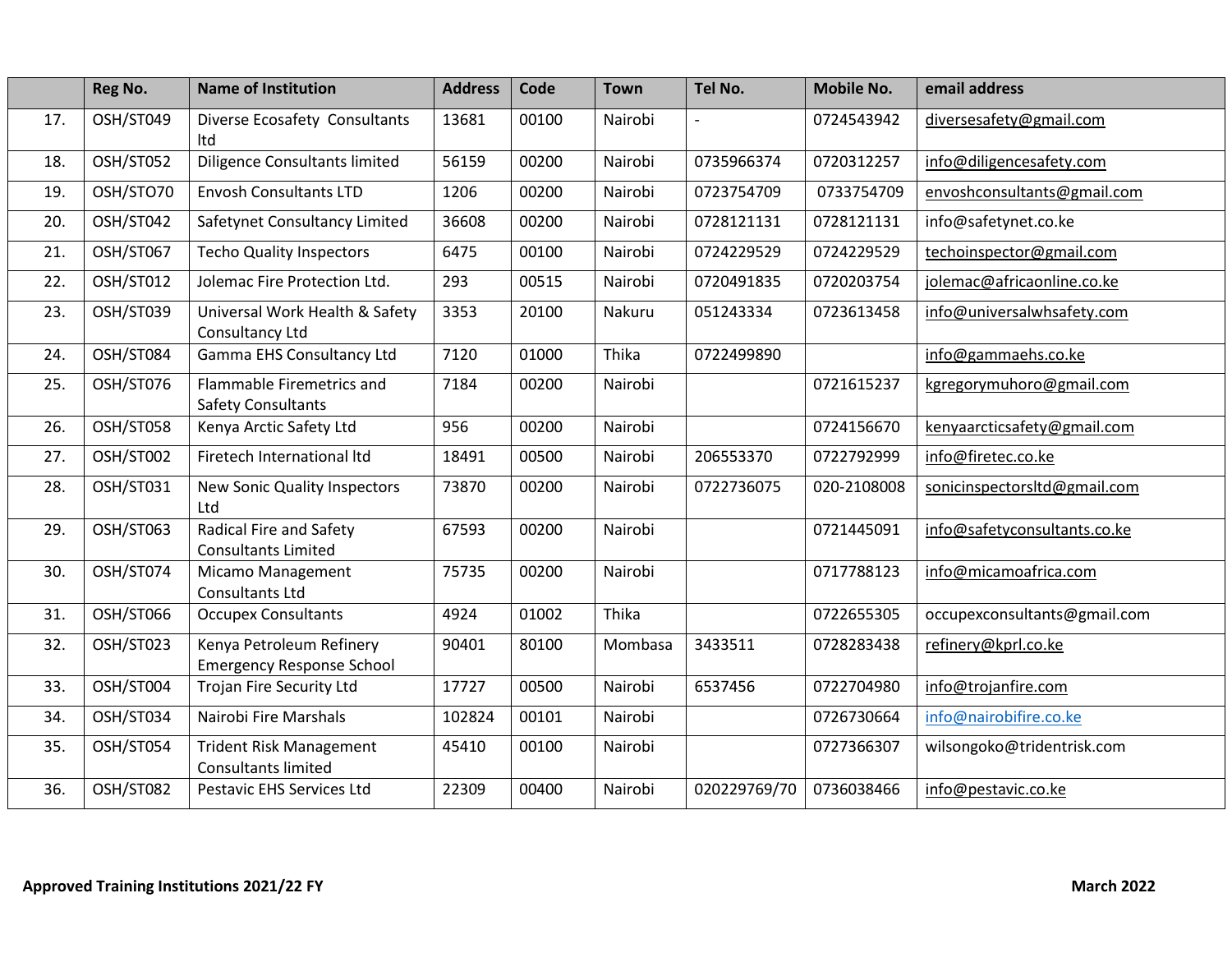|  | Reg No. | Name of Institution | Address | Code | Town | Tel No. | Mobile No. | email address |
|---|---|---|---|---|---|---|---|---|
| 17. | OSH/ST049 | Diverse Ecosafety Consultants ltd | 13681 | 00100 | Nairobi | - | 0724543942 | diversesafety@gmail.com |
| 18. | OSH/ST052 | Diligence Consultants limited | 56159 | 00200 | Nairobi | 0735966374 | 0720312257 | info@diligencesafety.com |
| 19. | OSH/STO70 | Envosh Consultants LTD | 1206 | 00200 | Nairobi | 0723754709 | 0733754709 | envoshconsultants@gmail.com |
| 20. | OSH/ST042 | Safetynet Consultancy Limited | 36608 | 00200 | Nairobi | 0728121131 | 0728121131 | info@safetynet.co.ke |
| 21. | OSH/ST067 | Techo Quality Inspectors | 6475 | 00100 | Nairobi | 0724229529 | 0724229529 | techoinspector@gmail.com |
| 22. | OSH/ST012 | Jolemac Fire Protection Ltd. | 293 | 00515 | Nairobi | 0720491835 | 0720203754 | jolemac@africaonline.co.ke |
| 23. | OSH/ST039 | Universal Work Health & Safety Consultancy Ltd | 3353 | 20100 | Nakuru | 051243334 | 0723613458 | info@universalwhsafety.com |
| 24. | OSH/ST084 | Gamma EHS Consultancy Ltd | 7120 | 01000 | Thika | 0722499890 |  | info@gammaehs.co.ke |
| 25. | OSH/ST076 | Flammable Firemetrics and Safety Consultants | 7184 | 00200 | Nairobi |  | 0721615237 | kgregorymuhoro@gmail.com |
| 26. | OSH/ST058 | Kenya Arctic Safety Ltd | 956 | 00200 | Nairobi |  | 0724156670 | kenyaarcticsafety@gmail.com |
| 27. | OSH/ST002 | Firetech International ltd | 18491 | 00500 | Nairobi | 206553370 | 0722792999 | info@firetec.co.ke |
| 28. | OSH/ST031 | New Sonic Quality Inspectors Ltd | 73870 | 00200 | Nairobi | 0722736075 | 020-2108008 | sonicinspectorsltd@gmail.com |
| 29. | OSH/ST063 | Radical Fire and Safety Consultants Limited | 67593 | 00200 | Nairobi |  | 0721445091 | info@safetyconsultants.co.ke |
| 30. | OSH/ST074 | Micamo Management Consultants Ltd | 75735 | 00200 | Nairobi |  | 0717788123 | info@micamoafrica.com |
| 31. | OSH/ST066 | Occupex Consultants | 4924 | 01002 | Thika |  | 0722655305 | occupexconsultants@gmail.com |
| 32. | OSH/ST023 | Kenya Petroleum Refinery Emergency Response School | 90401 | 80100 | Mombasa | 3433511 | 0728283438 | refinery@kprl.co.ke |
| 33. | OSH/ST004 | Trojan Fire Security Ltd | 17727 | 00500 | Nairobi | 6537456 | 0722704980 | info@trojanfire.com |
| 34. | OSH/ST034 | Nairobi Fire Marshals | 102824 | 00101 | Nairobi |  | 0726730664 | info@nairobifire.co.ke |
| 35. | OSH/ST054 | Trident Risk Management Consultants limited | 45410 | 00100 | Nairobi |  | 0727366307 | wilsongoko@tridentrisk.com |
| 36. | OSH/ST082 | Pestavic EHS Services Ltd | 22309 | 00400 | Nairobi | 020229769/70 | 0736038466 | info@pestavic.co.ke |

**Approved Training Institutions 2021/22 FY** **March 2022**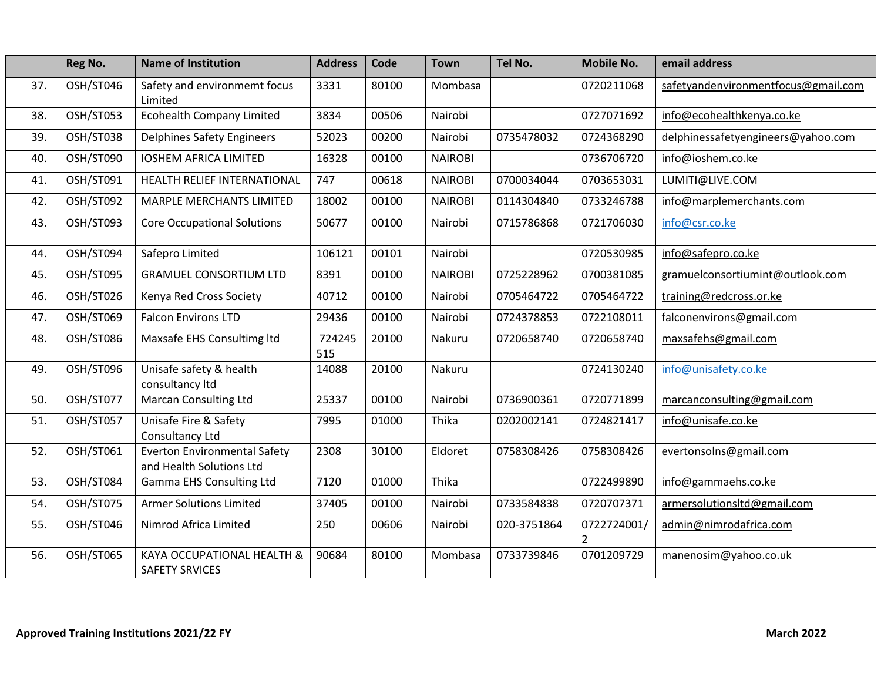|  | Reg No. | Name of Institution | Address | Code | Town | Tel No. | Mobile No. | email address |
|---|---|---|---|---|---|---|---|---|
| 37. | OSH/ST046 | Safety and environmemt focus Limited | 3331 | 80100 | Mombasa |  | 0720211068 | safetyandenvironmentfocus@gmail.com |
| 38. | OSH/ST053 | Ecohealth Company Limited | 3834 | 00506 | Nairobi |  | 0727071692 | info@ecohealthkenya.co.ke |
| 39. | OSH/ST038 | Delphines Safety Engineers | 52023 | 00200 | Nairobi | 0735478032 | 0724368290 | delphinessafetyengineers@yahoo.com |
| 40. | OSH/ST090 | IOSHEM AFRICA LIMITED | 16328 | 00100 | NAIROBI |  | 0736706720 | info@ioshem.co.ke |
| 41. | OSH/ST091 | HEALTH RELIEF INTERNATIONAL | 747 | 00618 | NAIROBI | 0700034044 | 0703653031 | LUMITI@LIVE.COM |
| 42. | OSH/ST092 | MARPLE MERCHANTS LIMITED | 18002 | 00100 | NAIROBI | 0114304840 | 0733246788 | info@marplemerchants.com |
| 43. | OSH/ST093 | Core Occupational Solutions | 50677 | 00100 | Nairobi | 0715786868 | 0721706030 | info@csr.co.ke |
| 44. | OSH/ST094 | Safepro Limited | 106121 | 00101 | Nairobi |  | 0720530985 | info@safepro.co.ke |
| 45. | OSH/ST095 | GRAMUEL CONSORTIUM LTD | 8391 | 00100 | NAIROBI | 0725228962 | 0700381085 | gramuelconsortiumint@outlook.com |
| 46. | OSH/ST026 | Kenya Red Cross Society | 40712 | 00100 | Nairobi | 0705464722 | 0705464722 | training@redcross.or.ke |
| 47. | OSH/ST069 | Falcon Environs LTD | 29436 | 00100 | Nairobi | 0724378853 | 0722108011 | falconenvirons@gmail.com |
| 48. | OSH/ST086 | Maxsafe EHS Consultimg ltd | 724245 515 | 20100 | Nakuru | 0720658740 | 0720658740 | maxsafehs@gmail.com |
| 49. | OSH/ST096 | Unisafe safety & health consultancy ltd | 14088 | 20100 | Nakuru |  | 0724130240 | info@unisafety.co.ke |
| 50. | OSH/ST077 | Marcan Consulting Ltd | 25337 | 00100 | Nairobi | 0736900361 | 0720771899 | marcanconsulting@gmail.com |
| 51. | OSH/ST057 | Unisafe Fire & Safety Consultancy Ltd | 7995 | 01000 | Thika | 0202002141 | 0724821417 | info@unisafe.co.ke |
| 52. | OSH/ST061 | Everton Environmental Safety and Health Solutions Ltd | 2308 | 30100 | Eldoret | 0758308426 | 0758308426 | evertonsolns@gmail.com |
| 53. | OSH/ST084 | Gamma EHS Consulting Ltd | 7120 | 01000 | Thika |  | 0722499890 | info@gammaehs.co.ke |
| 54. | OSH/ST075 | Armer Solutions Limited | 37405 | 00100 | Nairobi | 0733584838 | 0720707371 | armersolutionsltd@gmail.com |
| 55. | OSH/ST046 | Nimrod Africa Limited | 250 | 00606 | Nairobi | 020-3751864 | 0722724001/ 2 | admin@nimrodafrica.com |
| 56. | OSH/ST065 | KAYA OCCUPATIONAL HEALTH & SAFETY SRVICES | 90684 | 80100 | Mombasa | 0733739846 | 0701209729 | manenosim@yahoo.co.uk |

**Approved Training Institutions 2021/22 FY** **March 2022**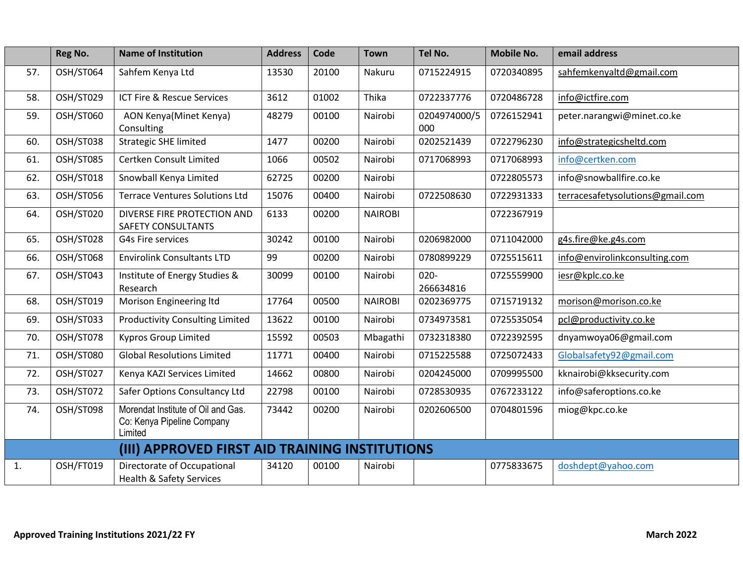| | Reg No. | Name of Institution | Address | Code | Town | Tel No. | Mobile No. | email address |
|---|---|---|---|---|---|---|---|---|
| 57. | OSH/ST064 | Sahfem Kenya Ltd | 13530 | 20100 | Nakuru | 0715224915 | 0720340895 | sahfemkenyaltd@gmail.com |
| 58. | OSH/ST029 | ICT Fire & Rescue Services | 3612 | 01002 | Thika | 0722337776 | 0720486728 | info@ictfire.com |
| 59. | OSH/ST060 | AON Kenya(Minet Kenya) Consulting | 48279 | 00100 | Nairobi | 0204974000/5000 | 0726152941 | peter.narangwi@minet.co.ke |
| 60. | OSH/ST038 | Strategic SHE limited | 1477 | 00200 | Nairobi | 0202521439 | 0722796230 | info@strategicsheltd.com |
| 61. | OSH/ST085 | Certken Consult Limited | 1066 | 00502 | Nairobi | 0717068993 | 0717068993 | info@certken.com |
| 62. | OSH/ST018 | Snowball Kenya Limited | 62725 | 00200 | Nairobi | | 0722805573 | info@snowballfire.co.ke |
| 63. | OSH/ST056 | Terrace Ventures Solutions Ltd | 15076 | 00400 | Nairobi | 0722508630 | 0722931333 | terracesafetysolutions@gmail.com |
| 64. | OSH/ST020 | DIVERSE FIRE PROTECTION AND SAFETY CONSULTANTS | 6133 | 00200 | NAIROBI | | 0722367919 | |
| 65. | OSH/ST028 | G4s Fire services | 30242 | 00100 | Nairobi | 0206982000 | 0711042000 | g4s.fire@ke.g4s.com |
| 66. | OSH/ST068 | Envirolink Consultants LTD | 99 | 00200 | Nairobi | 0780899229 | 0725515611 | info@envirolinkconsulting.com |
| 67. | OSH/ST043 | Institute of Energy Studies & Research | 30099 | 00100 | Nairobi | 020-266634816 | 0725559900 | iesr@kplc.co.ke |
| 68. | OSH/ST019 | Morison Engineering ltd | 17764 | 00500 | NAIROBI | 0202369775 | 0715719132 | morison@morison.co.ke |
| 69. | OSH/ST033 | Productivity Consulting Limited | 13622 | 00100 | Nairobi | 0734973581 | 0725535054 | pcl@productivity.co.ke |
| 70. | OSH/ST078 | Kypros Group Limited | 15592 | 00503 | Mbagathi | 0732318380 | 0722392595 | dnyamwoya06@gmail.com |
| 71. | OSH/ST080 | Global Resolutions Limited | 11771 | 00400 | Nairobi | 0715225588 | 0725072433 | Globalsafety92@gmail.com |
| 72. | OSH/ST027 | Kenya KAZI Services Limited | 14662 | 00800 | Nairobi | 0204245000 | 0709995500 | kknairobi@kksecurity.com |
| 73. | OSH/ST072 | Safer Options Consultancy Ltd | 22798 | 00100 | Nairobi | 0728530935 | 0767233122 | info@saferoptions.co.ke |
| 74. | OSH/ST098 | Morendat Institute of Oil and Gas. Co: Kenya Pipeline Company Limited | 73442 | 00200 | Nairobi | 0202606500 | 0704801596 | miog@kpc.co.ke |
| | | **(III) APPROVED FIRST AID TRAINING INSTITUTIONS** | | | | | | |
| 1. | OSH/FT019 | Directorate of Occupational Health & Safety Services | 34120 | 00100 | Nairobi | | 0775833675 | doshdept@yahoo.com |

**Approved Training Institutions 2021/22 FY** **March 2022**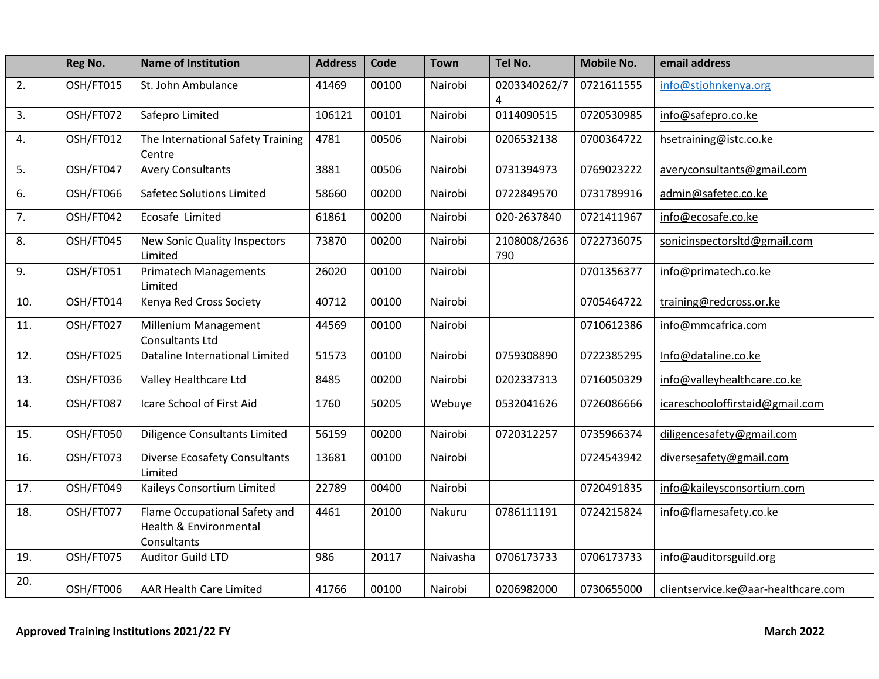| | Reg No. | Name of Institution | Address | Code | Town | Tel No. | Mobile No. | email address |
|---|---|---|---|---|---|---|---|---|
| 2. | OSH/FT015 | St. John Ambulance | 41469 | 00100 | Nairobi | 0203340262/74 | 0721611555 | info@stjohnkenya.org |
| 3. | OSH/FT072 | Safepro Limited | 106121 | 00101 | Nairobi | 0114090515 | 0720530985 | info@safepro.co.ke |
| 4. | OSH/FT012 | The International Safety Training Centre | 4781 | 00506 | Nairobi | 0206532138 | 0700364722 | hsetraining@istc.co.ke |
| 5. | OSH/FT047 | Avery Consultants | 3881 | 00506 | Nairobi | 0731394973 | 0769023222 | averyconsultants@gmail.com |
| 6. | OSH/FT066 | Safetec Solutions Limited | 58660 | 00200 | Nairobi | 0722849570 | 0731789916 | admin@safetec.co.ke |
| 7. | OSH/FT042 | Ecosafe Limited | 61861 | 00200 | Nairobi | 020-2637840 | 0721411967 | info@ecosafe.co.ke |
| 8. | OSH/FT045 | New Sonic Quality Inspectors Limited | 73870 | 00200 | Nairobi | 2108008/2636790 | 0722736075 | sonicinspectorsltd@gmail.com |
| 9. | OSH/FT051 | Primatech Managements Limited | 26020 | 00100 | Nairobi | | 0701356377 | info@primatech.co.ke |
| 10. | OSH/FT014 | Kenya Red Cross Society | 40712 | 00100 | Nairobi | | 0705464722 | training@redcross.or.ke |
| 11. | OSH/FT027 | Millenium Management Consultants Ltd | 44569 | 00100 | Nairobi | | 0710612386 | info@mmcafrica.com |
| 12. | OSH/FT025 | Dataline International Limited | 51573 | 00100 | Nairobi | 0759308890 | 0722385295 | Info@dataline.co.ke |
| 13. | OSH/FT036 | Valley Healthcare Ltd | 8485 | 00200 | Nairobi | 0202337313 | 0716050329 | info@valleyhealthcare.co.ke |
| 14. | OSH/FT087 | Icare School of First Aid | 1760 | 50205 | Webuye | 0532041626 | 0726086666 | icareschoolofirstaid@gmail.com |
| 15. | OSH/FT050 | Diligence Consultants Limited | 56159 | 00200 | Nairobi | 0720312257 | 0735966374 | diligencesafety@gmail.com |
| 16. | OSH/FT073 | Diverse Ecosafety Consultants Limited | 13681 | 00100 | Nairobi | | 0724543942 | diversesafety@gmail.com |
| 17. | OSH/FT049 | Kaileys Consortium Limited | 22789 | 00400 | Nairobi | | 0720491835 | info@kaileysconsortium.com |
| 18. | OSH/FT077 | Flame Occupational Safety and Health & Environmental Consultants | 4461 | 20100 | Nakuru | 0786111191 | 0724215824 | info@flamesafety.co.ke |
| 19. | OSH/FT075 | Auditor Guild LTD | 986 | 20117 | Naivasha | 0706173733 | 0706173733 | info@auditorsguild.org |
| 20. | OSH/FT006 | AAR Health Care Limited | 41766 | 00100 | Nairobi | 0206982000 | 0730655000 | clientservice.ke@aar-healthcare.com |

**Approved Training Institutions 2021/22 FY** **March 2022**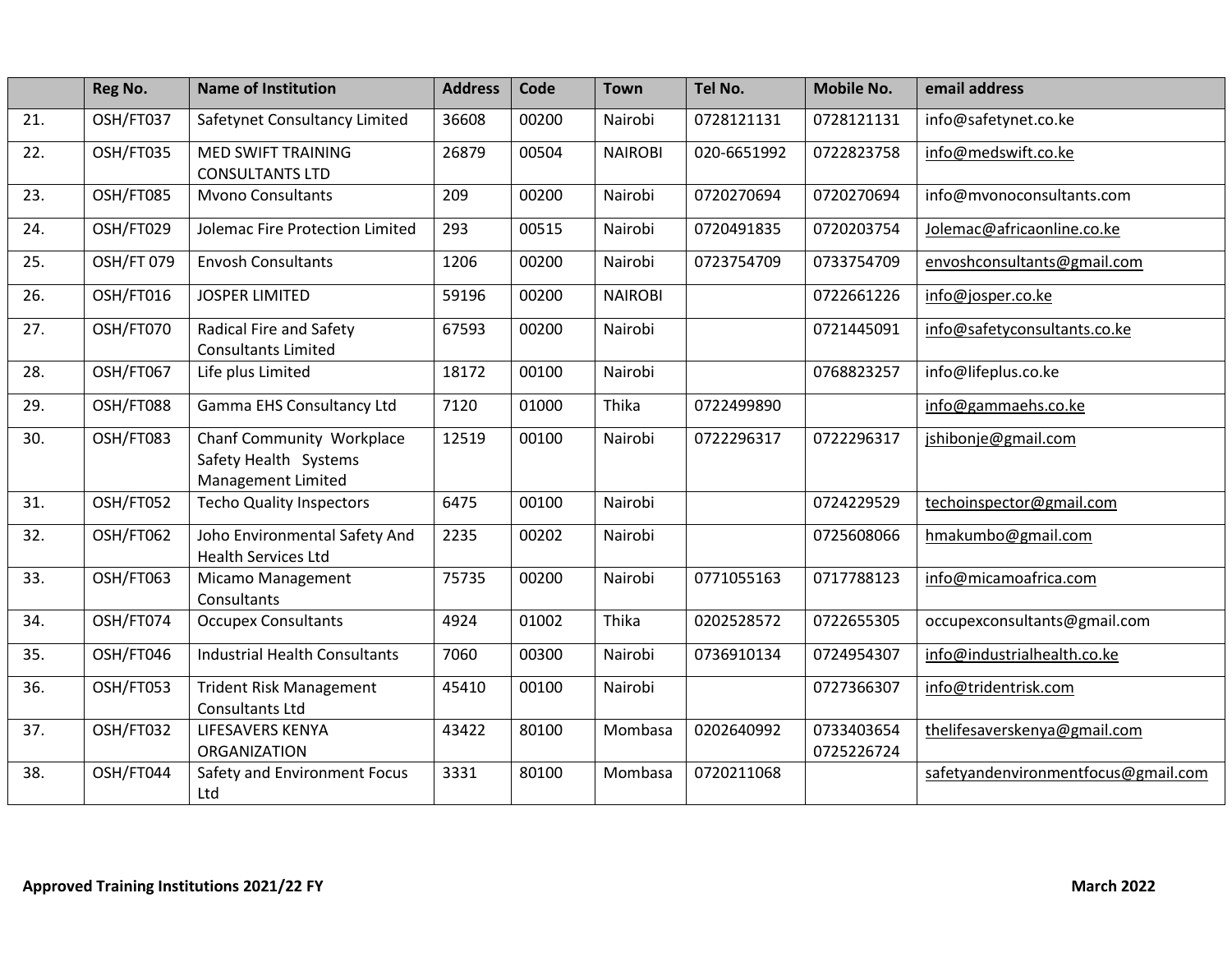|  | Reg No. | Name of Institution | Address | Code | Town | Tel No. | Mobile No. | email address |
|---|---|---|---|---|---|---|---|---|
| 21. | OSH/FT037 | Safetynet Consultancy Limited | 36608 | 00200 | Nairobi | 0728121131 | 0728121131 | info@safetynet.co.ke |
| 22. | OSH/FT035 | MED SWIFT TRAINING CONSULTANTS LTD | 26879 | 00504 | NAIROBI | 020-6651992 | 0722823758 | info@medswift.co.ke |
| 23. | OSH/FT085 | Mvono Consultants | 209 | 00200 | Nairobi | 0720270694 | 0720270694 | info@mvonoconsultants.com |
| 24. | OSH/FT029 | Jolemac Fire Protection Limited | 293 | 00515 | Nairobi | 0720491835 | 0720203754 | Jolemac@africaonline.co.ke |
| 25. | OSH/FT 079 | Envosh Consultants | 1206 | 00200 | Nairobi | 0723754709 | 0733754709 | envoshconsultants@gmail.com |
| 26. | OSH/FT016 | JOSPER LIMITED | 59196 | 00200 | NAIROBI |  | 0722661226 | info@josper.co.ke |
| 27. | OSH/FT070 | Radical Fire and Safety Consultants Limited | 67593 | 00200 | Nairobi |  | 0721445091 | info@safetyconsultants.co.ke |
| 28. | OSH/FT067 | Life plus Limited | 18172 | 00100 | Nairobi |  | 0768823257 | info@lifeplus.co.ke |
| 29. | OSH/FT088 | Gamma EHS Consultancy Ltd | 7120 | 01000 | Thika | 0722499890 |  | info@gammaehs.co.ke |
| 30. | OSH/FT083 | Chanf Community Workplace Safety Health Systems Management Limited | 12519 | 00100 | Nairobi | 0722296317 | 0722296317 | jshibonje@gmail.com |
| 31. | OSH/FT052 | Techo Quality Inspectors | 6475 | 00100 | Nairobi |  | 0724229529 | techoinspector@gmail.com |
| 32. | OSH/FT062 | Joho Environmental Safety And Health Services Ltd | 2235 | 00202 | Nairobi |  | 0725608066 | hmakumbo@gmail.com |
| 33. | OSH/FT063 | Micamo Management Consultants | 75735 | 00200 | Nairobi | 0771055163 | 0717788123 | info@micamoafrica.com |
| 34. | OSH/FT074 | Occupex Consultants | 4924 | 01002 | Thika | 0202528572 | 0722655305 | occupexconsultants@gmail.com |
| 35. | OSH/FT046 | Industrial Health Consultants | 7060 | 00300 | Nairobi | 0736910134 | 0724954307 | info@industrialhealth.co.ke |
| 36. | OSH/FT053 | Trident Risk Management Consultants Ltd | 45410 | 00100 | Nairobi |  | 0727366307 | info@tridentrisk.com |
| 37. | OSH/FT032 | LIFESAVERS KENYA ORGANIZATION | 43422 | 80100 | Mombasa | 0202640992 | 0733403654 0725226724 | thelifesaverskenya@gmail.com |
| 38. | OSH/FT044 | Safety and Environment Focus Ltd | 3331 | 80100 | Mombasa | 0720211068 |  | safetyandenvironmentfocus@gmail.com |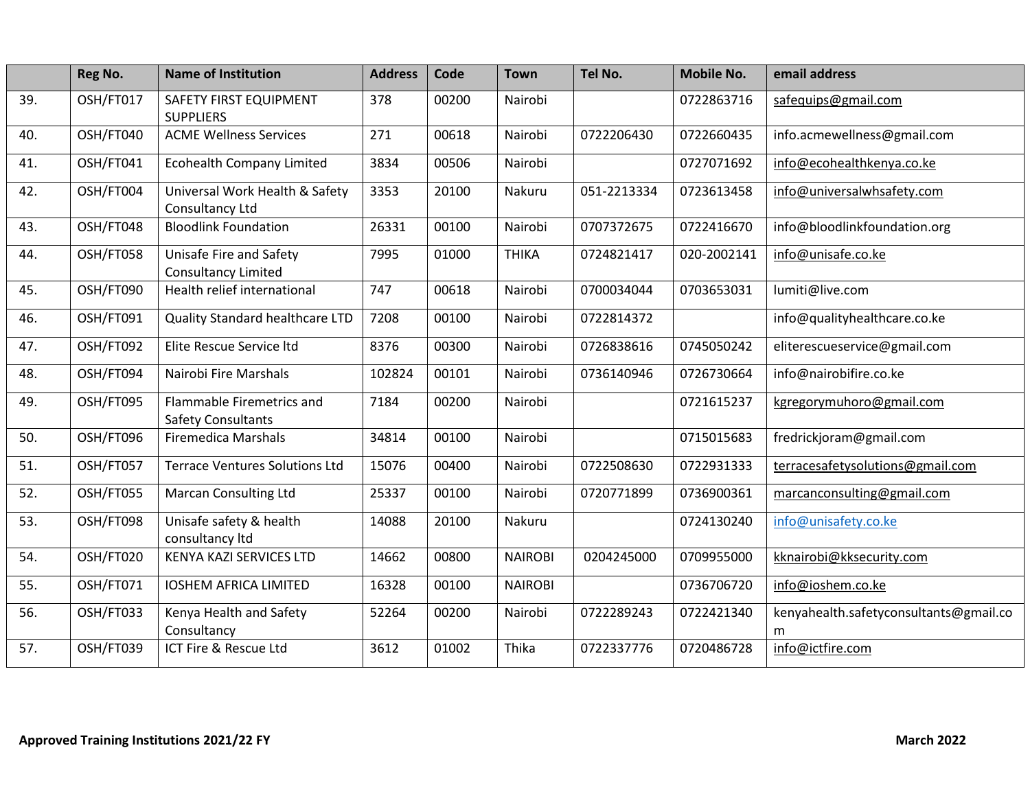| | Reg No. | Name of Institution | Address | Code | Town | Tel No. | Mobile No. | email address |
|---|---|---|---|---|---|---|---|---|
| 39. | OSH/FT017 | SAFETY FIRST EQUIPMENT SUPPLIERS | 378 | 00200 | Nairobi | | 0722863716 | safequips@gmail.com |
| 40. | OSH/FT040 | ACME Wellness Services | 271 | 00618 | Nairobi | 0722206430 | 0722660435 | info.acmewellness@gmail.com |
| 41. | OSH/FT041 | Ecohealth Company Limited | 3834 | 00506 | Nairobi | | 0727071692 | info@ecohealthkenya.co.ke |
| 42. | OSH/FT004 | Universal Work Health & Safety Consultancy Ltd | 3353 | 20100 | Nakuru | 051-2213334 | 0723613458 | info@universalwhsafety.com |
| 43. | OSH/FT048 | Bloodlink Foundation | 26331 | 00100 | Nairobi | 0707372675 | 0722416670 | info@bloodlinkfoundation.org |
| 44. | OSH/FT058 | Unisafe Fire and Safety Consultancy Limited | 7995 | 01000 | THIKA | 0724821417 | 020-2002141 | info@unisafe.co.ke |
| 45. | OSH/FT090 | Health relief international | 747 | 00618 | Nairobi | 0700034044 | 0703653031 | lumiti@live.com |
| 46. | OSH/FT091 | Quality Standard healthcare LTD | 7208 | 00100 | Nairobi | 0722814372 | | info@qualityhealthcare.co.ke |
| 47. | OSH/FT092 | Elite Rescue Service ltd | 8376 | 00300 | Nairobi | 0726838616 | 0745050242 | eliterescueservice@gmail.com |
| 48. | OSH/FT094 | Nairobi Fire Marshals | 102824 | 00101 | Nairobi | 0736140946 | 0726730664 | info@nairobifire.co.ke |
| 49. | OSH/FT095 | Flammable Firemetrics and Safety Consultants | 7184 | 00200 | Nairobi | | 0721615237 | kgregorymuhoro@gmail.com |
| 50. | OSH/FT096 | Firemedica Marshals | 34814 | 00100 | Nairobi | | 0715015683 | fredrickjoram@gmail.com |
| 51. | OSH/FT057 | Terrace Ventures Solutions Ltd | 15076 | 00400 | Nairobi | 0722508630 | 0722931333 | terracesafetysolutions@gmail.com |
| 52. | OSH/FT055 | Marcan Consulting Ltd | 25337 | 00100 | Nairobi | 0720771899 | 0736900361 | marcanconsulting@gmail.com |
| 53. | OSH/FT098 | Unisafe safety & health consultancy ltd | 14088 | 20100 | Nakuru | | 0724130240 | info@unisafety.co.ke |
| 54. | OSH/FT020 | KENYA KAZI SERVICES LTD | 14662 | 00800 | NAIROBI | 0204245000 | 0709955000 | kknairobi@kksecurity.com |
| 55. | OSH/FT071 | IOSHEM AFRICA LIMITED | 16328 | 00100 | NAIROBI | | 0736706720 | info@ioshem.co.ke |
| 56. | OSH/FT033 | Kenya Health and Safety Consultancy | 52264 | 00200 | Nairobi | 0722289243 | 0722421340 | kenyahealth.safetyconsultants@gmail.com |
| 57. | OSH/FT039 | ICT Fire & Rescue Ltd | 3612 | 01002 | Thika | 0722337776 | 0720486728 | info@ictfire.com |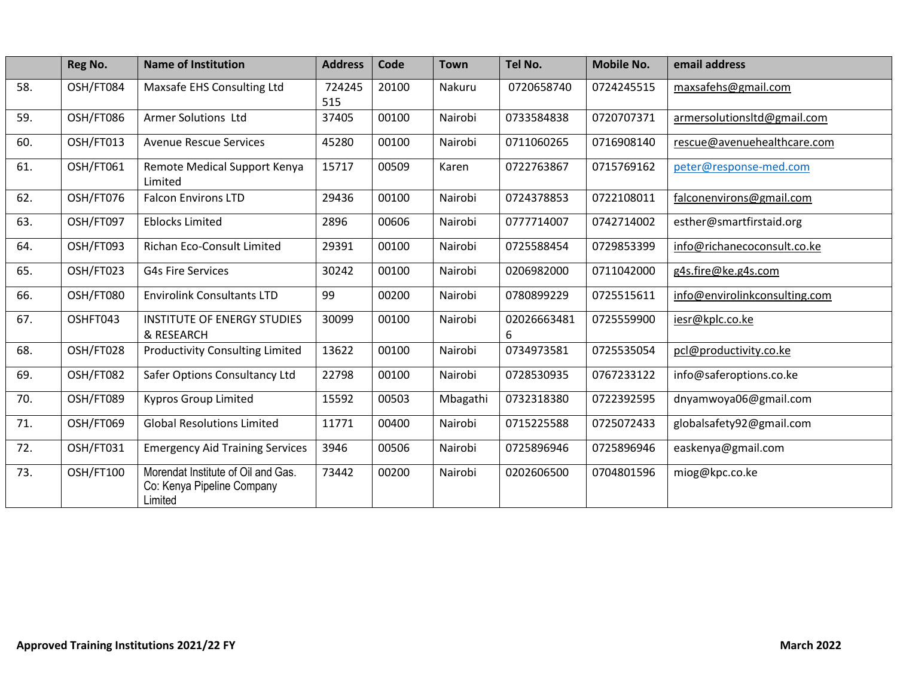| | Reg No. | Name of Institution | Address | Code | Town | Tel No. | Mobile No. | email address |
|---|---|---|---|---|---|---|---|---|
| 58. | OSH/FT084 | Maxsafe EHS Consulting Ltd | 724245515 | 20100 | Nakuru | 0720658740 | 0724245515 | maxsafehs@gmail.com |
| 59. | OSH/FT086 | Armer Solutions Ltd | 37405 | 00100 | Nairobi | 0733584838 | 0720707371 | armersolutionsltd@gmail.com |
| 60. | OSH/FT013 | Avenue Rescue Services | 45280 | 00100 | Nairobi | 0711060265 | 0716908140 | rescue@avenuehealthcare.com |
| 61. | OSH/FT061 | Remote Medical Support Kenya Limited | 15717 | 00509 | Karen | 0722763867 | 0715769162 | peter@response-med.com |
| 62. | OSH/FT076 | Falcon Environs LTD | 29436 | 00100 | Nairobi | 0724378853 | 0722108011 | falconenvirons@gmail.com |
| 63. | OSH/FT097 | Eblocks Limited | 2896 | 00606 | Nairobi | 0777714007 | 0742714002 | esther@smartfirstaid.org |
| 64. | OSH/FT093 | Richan Eco-Consult Limited | 29391 | 00100 | Nairobi | 0725588454 | 0729853399 | info@richanecoconsult.co.ke |
| 65. | OSH/FT023 | G4s Fire Services | 30242 | 00100 | Nairobi | 0206982000 | 0711042000 | g4s.fire@ke.g4s.com |
| 66. | OSH/FT080 | Envirolink Consultants LTD | 99 | 00200 | Nairobi | 0780899229 | 0725515611 | info@envirolinkconsulting.com |
| 67. | OSHFT043 | INSTITUTE OF ENERGY STUDIES & RESEARCH | 30099 | 00100 | Nairobi | 020266634816 | 0725559900 | iesr@kplc.co.ke |
| 68. | OSH/FT028 | Productivity Consulting Limited | 13622 | 00100 | Nairobi | 0734973581 | 0725535054 | pcl@productivity.co.ke |
| 69. | OSH/FT082 | Safer Options Consultancy Ltd | 22798 | 00100 | Nairobi | 0728530935 | 0767233122 | info@saferoptions.co.ke |
| 70. | OSH/FT089 | Kypros Group Limited | 15592 | 00503 | Mbagathi | 0732318380 | 0722392595 | dnyamwoya06@gmail.com |
| 71. | OSH/FT069 | Global Resolutions Limited | 11771 | 00400 | Nairobi | 0715225588 | 0725072433 | globalsafety92@gmail.com |
| 72. | OSH/FT031 | Emergency Aid Training Services | 3946 | 00506 | Nairobi | 0725896946 | 0725896946 | easkenya@gmail.com |
| 73. | OSH/FT100 | Morendat Institute of Oil and Gas. Co: Kenya Pipeline Company Limited | 73442 | 00200 | Nairobi | 0202606500 | 0704801596 | miog@kpc.co.ke |

**Approved Training Institutions 2021/22 FY** **March 2022**